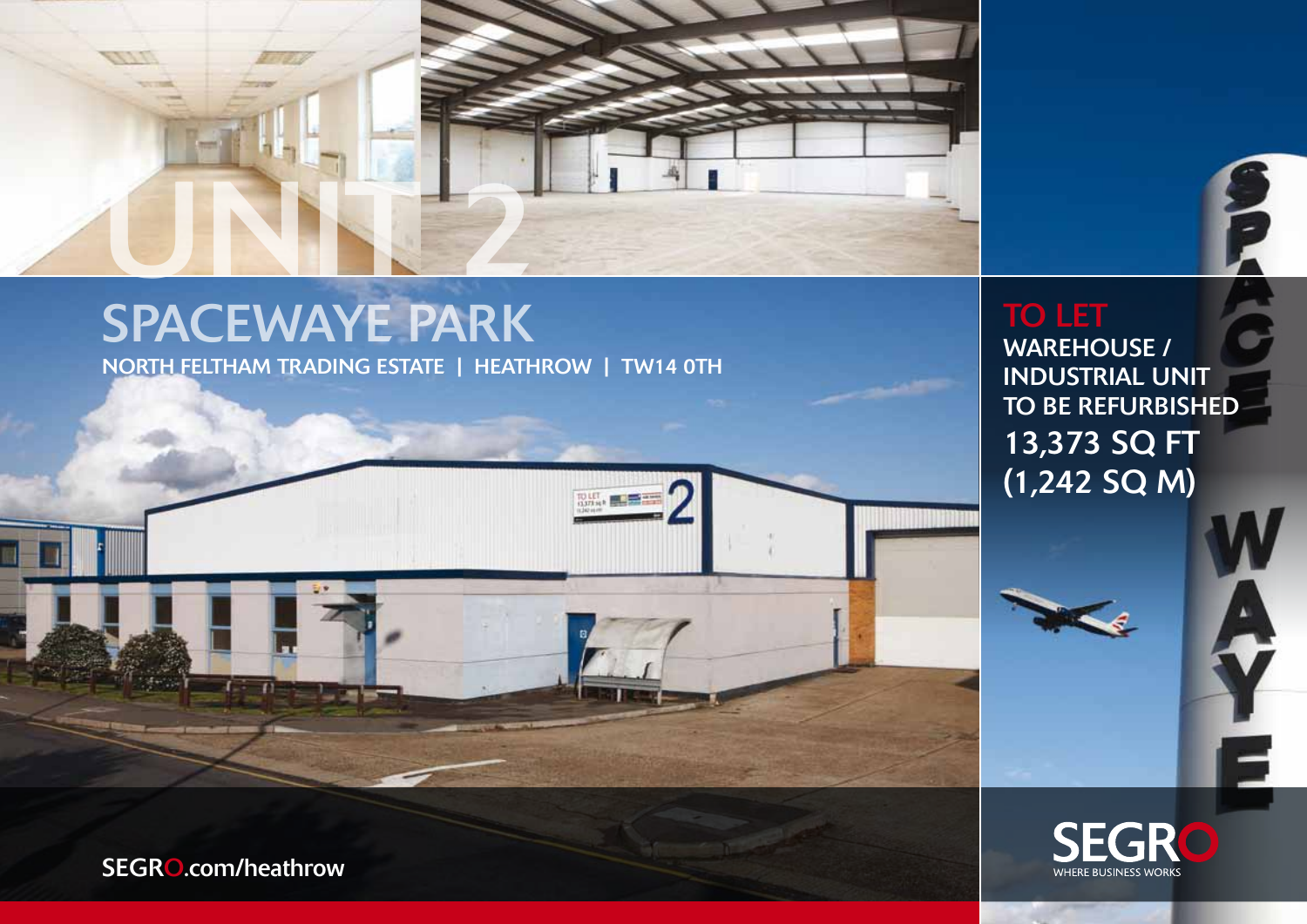# UNIT 2

# SPACEWAYE PARK

**NORTH FELTHAM TRADING ESTATE | HEATHROW | TW14 0TH**

## TO LET

**WAREHOUSE / INDUSTRIAL UNIT TO BE REFURBISHED**

**13,373 SQ FT (1,242 SQ M)**

SEGRO.com/heathrow

SEGRO WHERE BUSINESS WORKS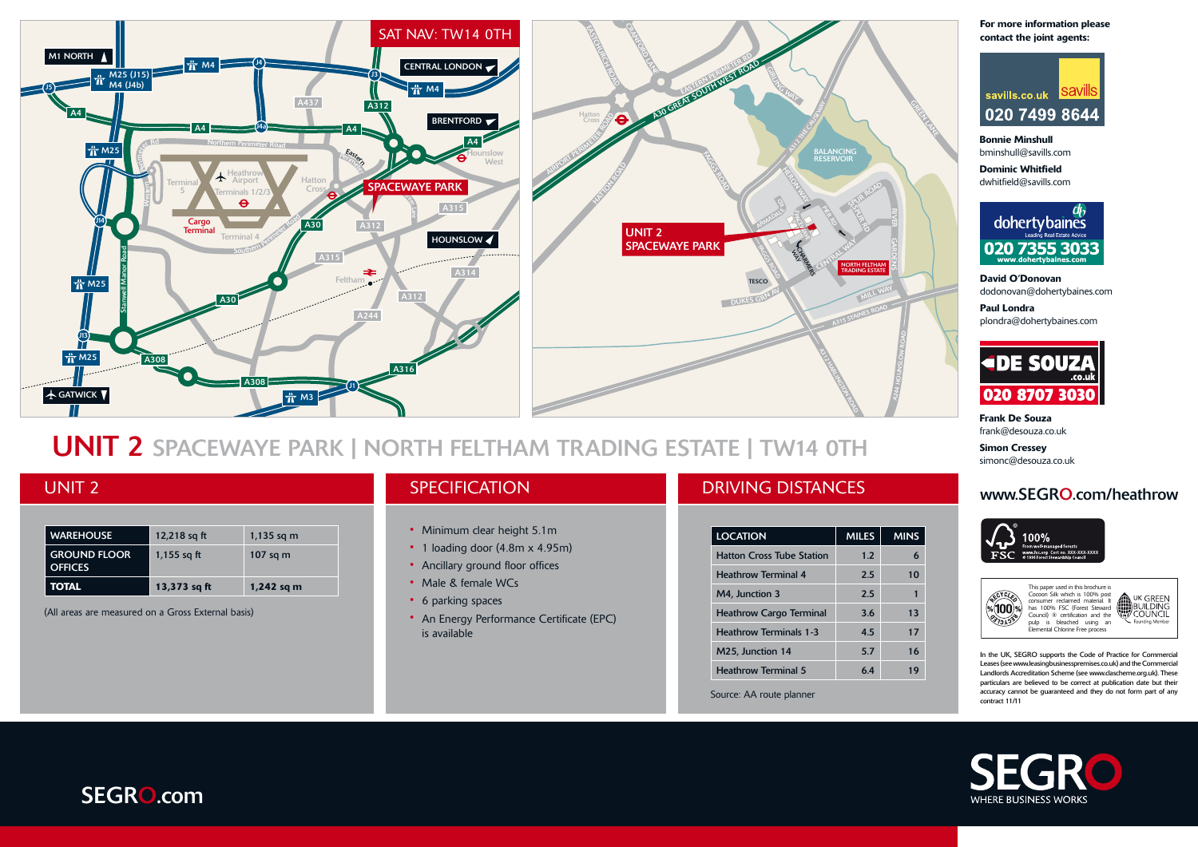SAT NAV: TW14 0TH

# UNIT 2 SPACEWAYE PARK | NORTH FELTHAM TRADING ESTATE | TW14 0TH

## UNIT 2

| | | |
|---|---|---|
| WAREHOUSE | 12,218 sq ft | 1,135 sq m |
| GROUND FLOOR OFFICES | 1,155 sq ft | 107 sq m |
| **TOTAL** | **13,373 sq ft** | **1,242 sq m** |

(All areas are measured on a Gross External basis)

## SPECIFICATION

- Minimum clear height 5.1m
- 1 loading door (4.8m x 4.95m)
- Ancillary ground floor offices
- Male & female WCs
- 6 parking spaces
- An Energy Performance Certificate (EPC) is available

## DRIVING DISTANCES

| LOCATION | MILES | MINS |
|---|---|---|
| Hatton Cross Tube Station | 1.2 | 6 |
| Heathrow Terminal 4 | 2.5 | 10 |
| M4, Junction 3 | 2.5 | 1 |
| Heathrow Cargo Terminal | 3.6 | 13 |
| Heathrow Terminals 1-3 | 4.5 | 17 |
| M25, Junction 14 | 5.7 | 16 |
| Heathrow Terminal 5 | 6.4 | 19 |

Source: AA route planner

**For more information please contact the joint agents:**

savills.co.uk
020 7499 8644

**Bonnie Minshull**
bminshull@savills.com

**Dominic Whitfield**
dwhitfield@savills.com

dohertybaines – Leading Real Estate Advice
020 7355 3033
www.dohertybaines.com

**David O'Donovan**
dodonovan@dohertybaines.com

**Paul Londra**
plondra@dohertybaines.com

DE SOUZA .co.uk
020 8707 3030

**Frank De Souza**
frank@desouza.co.uk

**Simon Cressey**
simonc@desouza.co.uk

**www.SEGRO.com/heathrow**

This paper used in this brochure is Cocoon Silk which is 100% post consumer reclaimed material. It has 100% FSC (Forest Steward Council) ® certification and the pulp is bleached using an Elemental Chlorine Free process

In the UK, SEGRO supports the Code of Practice for Commercial Leases (see www.leasingbusinesspremises.co.uk) and the Commercial Landlords Accreditation Scheme (see www.clascheme.org.uk). These particulars are believed to be correct at publication date but their accuracy cannot be guaranteed and they do not form part of any contract 11/11

SEGRO.com

SEGRO WHERE BUSINESS WORKS